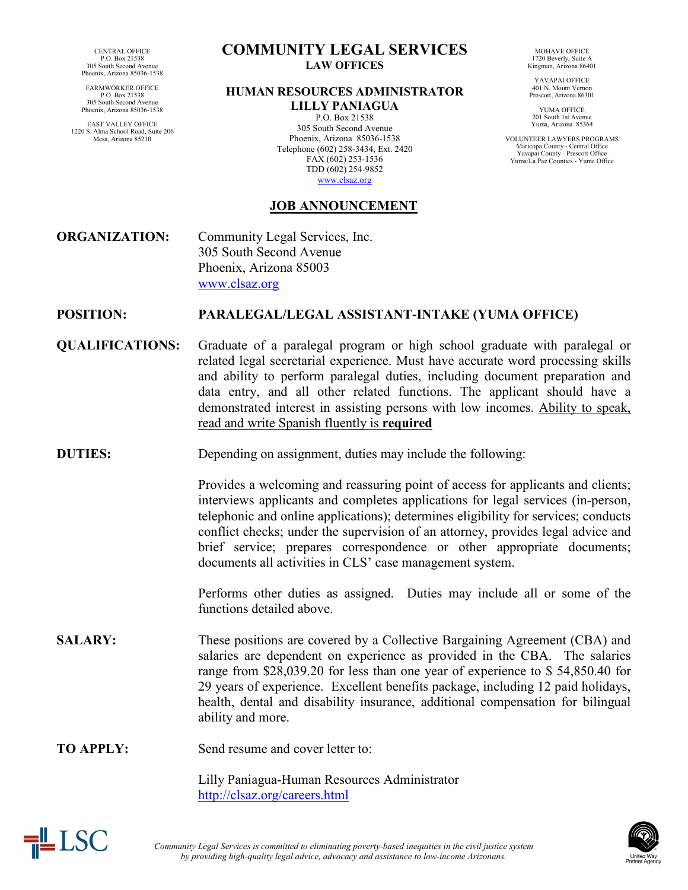CENTRAL OFFICE
P.O. Box 21538
305 South Second Avenue
Phoenix, Arizona 85036-1538

FARMWORKER OFFICE
P.O. Box 21538
305 South Second Avenue
Phoenix, Arizona 85036-1538

EAST VALLEY OFFICE
1220 S. Alma School Road, Suite 206
Mesa, Arizona 85210

# COMMUNITY LEGAL SERVICES

**LAW OFFICES**

**HUMAN RESOURCES ADMINISTRATOR**
**LILLY PANIAGUA**
P.O. Box 21538
305 South Second Avenue
Phoenix, Arizona 85036-1538
Telephone (602) 258-3434, Ext. 2420
FAX (602) 253-1536
TDD (602) 254-9852
www.clsaz.org

MOHAVE OFFICE
1720 Beverly, Suite A
Kingman, Arizona 86401

YAVAPAI OFFICE
401 N. Mount Vernon
Prescott, Arizona 86301

YUMA OFFICE
201 South 1st Avenue
Yuma, Arizona 85364

VOLUNTEER LAWYERS PROGRAMS
Maricopa County - Central Office
Yavapai County - Prescott Office
Yuma/La Paz Counties - Yuma Office

## JOB ANNOUNCEMENT

**ORGANIZATION:** Community Legal Services, Inc.
305 South Second Avenue
Phoenix, Arizona 85003
www.clsaz.org

**POSITION:** **PARALEGAL/LEGAL ASSISTANT-INTAKE (YUMA OFFICE)**

**QUALIFICATIONS:** Graduate of a paralegal program or high school graduate with paralegal or related legal secretarial experience. Must have accurate word processing skills and ability to perform paralegal duties, including document preparation and data entry, and all other related functions. The applicant should have a demonstrated interest in assisting persons with low incomes. Ability to speak, read and write Spanish fluently is **required**

**DUTIES:** Depending on assignment, duties may include the following:

Provides a welcoming and reassuring point of access for applicants and clients; interviews applicants and completes applications for legal services (in-person, telephonic and online applications); determines eligibility for services; conducts conflict checks; under the supervision of an attorney, provides legal advice and brief service; prepares correspondence or other appropriate documents; documents all activities in CLS' case management system.

Performs other duties as assigned. Duties may include all or some of the functions detailed above.

**SALARY:** These positions are covered by a Collective Bargaining Agreement (CBA) and salaries are dependent on experience as provided in the CBA. The salaries range from $28,039.20 for less than one year of experience to $ 54,850.40 for 29 years of experience. Excellent benefits package, including 12 paid holidays, health, dental and disability insurance, additional compensation for bilingual ability and more.

**TO APPLY:** Send resume and cover letter to:

Lilly Paniagua-Human Resources Administrator
http://clsaz.org/careers.html

*Community Legal Services is committed to eliminating poverty-based inequities in the civil justice system by providing high-quality legal advice, advocacy and assistance to low-income Arizonans.*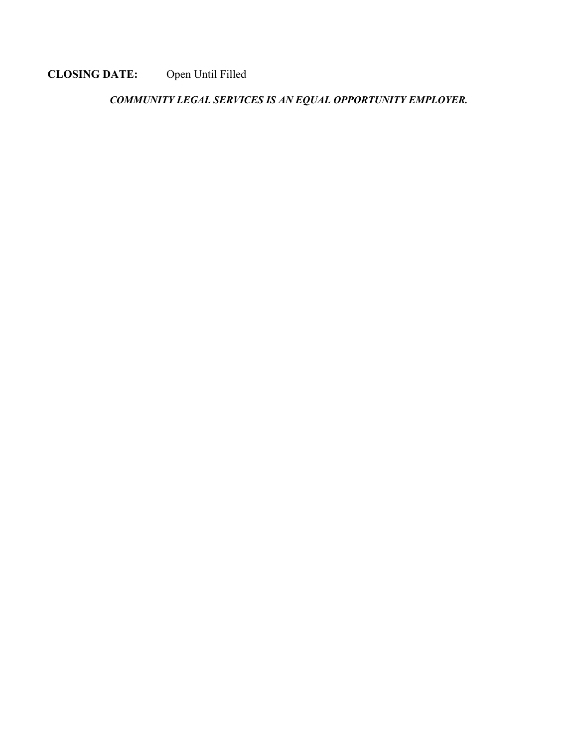**CLOSING DATE:** Open Until Filled

***COMMUNITY LEGAL SERVICES IS AN EQUAL OPPORTUNITY EMPLOYER.***